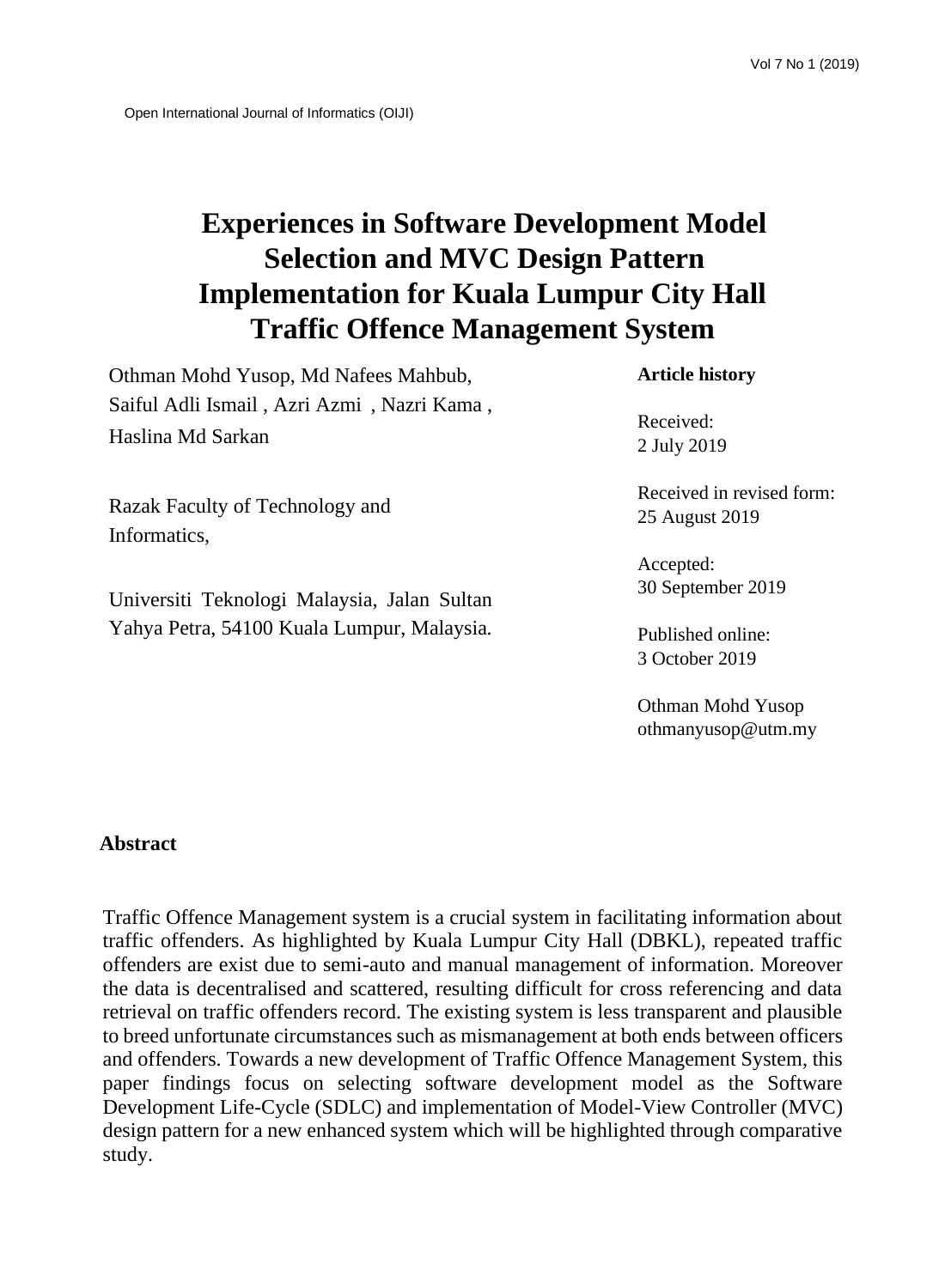# Experiences in Software Development Model Selection and MVC Design Pattern Implementation for Kuala Lumpur City Hall Traffic Offence Management System

Othman Mohd Yusop, Md Nafees Mahbub, Saiful Adli Ismail , Azri Azmi , Nazri Kama , Haslina Md Sarkan

Razak Faculty of Technology and Informatics,

Universiti Teknologi Malaysia, Jalan Sultan Yahya Petra, 54100 Kuala Lumpur, Malaysia.

**Article history**

Received:
2 July 2019

Received in revised form:
25 August 2019

Accepted:
30 September 2019

Published online:
3 October 2019

Othman Mohd Yusop
othmanyusop@utm.my

## Abstract

Traffic Offence Management system is a crucial system in facilitating information about traffic offenders. As highlighted by Kuala Lumpur City Hall (DBKL), repeated traffic offenders are exist due to semi-auto and manual management of information. Moreover the data is decentralised and scattered, resulting difficult for cross referencing and data retrieval on traffic offenders record. The existing system is less transparent and plausible to breed unfortunate circumstances such as mismanagement at both ends between officers and offenders. Towards a new development of Traffic Offence Management System, this paper findings focus on selecting software development model as the Software Development Life-Cycle (SDLC) and implementation of Model-View Controller (MVC) design pattern for a new enhanced system which will be highlighted through comparative study.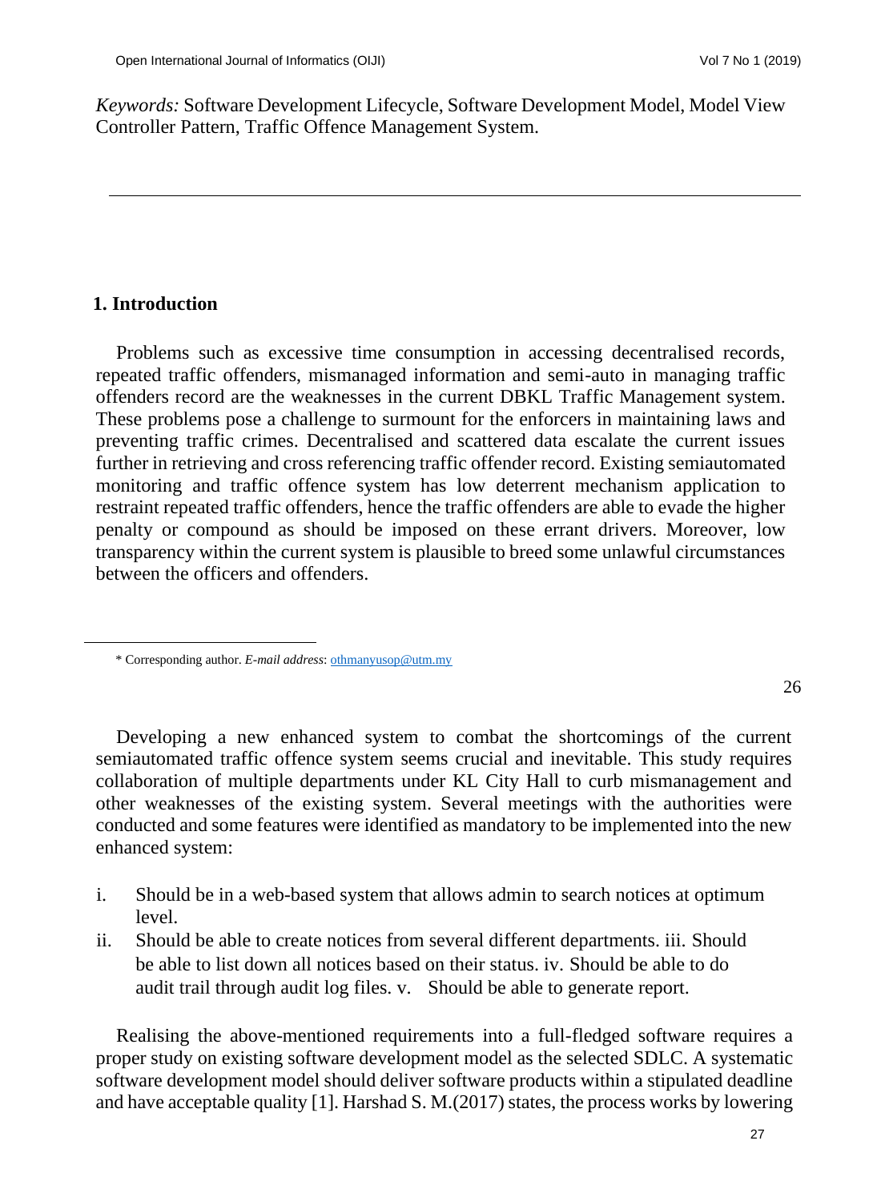*Keywords:* Software Development Lifecycle, Software Development Model, Model View Controller Pattern, Traffic Offence Management System.

## 1. Introduction

Problems such as excessive time consumption in accessing decentralised records, repeated traffic offenders, mismanaged information and semi-auto in managing traffic offenders record are the weaknesses in the current DBKL Traffic Management system. These problems pose a challenge to surmount for the enforcers in maintaining laws and preventing traffic crimes. Decentralised and scattered data escalate the current issues further in retrieving and cross referencing traffic offender record. Existing semiautomated monitoring and traffic offence system has low deterrent mechanism application to restraint repeated traffic offenders, hence the traffic offenders are able to evade the higher penalty or compound as should be imposed on these errant drivers. Moreover, low transparency within the current system is plausible to breed some unlawful circumstances between the officers and offenders.

\* Corresponding author. *E-mail address*: othmanyusop@utm.my

Developing a new enhanced system to combat the shortcomings of the current semiautomated traffic offence system seems crucial and inevitable. This study requires collaboration of multiple departments under KL City Hall to curb mismanagement and other weaknesses of the existing system. Several meetings with the authorities were conducted and some features were identified as mandatory to be implemented into the new enhanced system:

i. Should be in a web-based system that allows admin to search notices at optimum level.
ii. Should be able to create notices from several different departments.
iii. Should be able to list down all notices based on their status.
iv. Should be able to do audit trail through audit log files.
v. Should be able to generate report.

Realising the above-mentioned requirements into a full-fledged software requires a proper study on existing software development model as the selected SDLC. A systematic software development model should deliver software products within a stipulated deadline and have acceptable quality [1]. Harshad S. M.(2017) states, the process works by lowering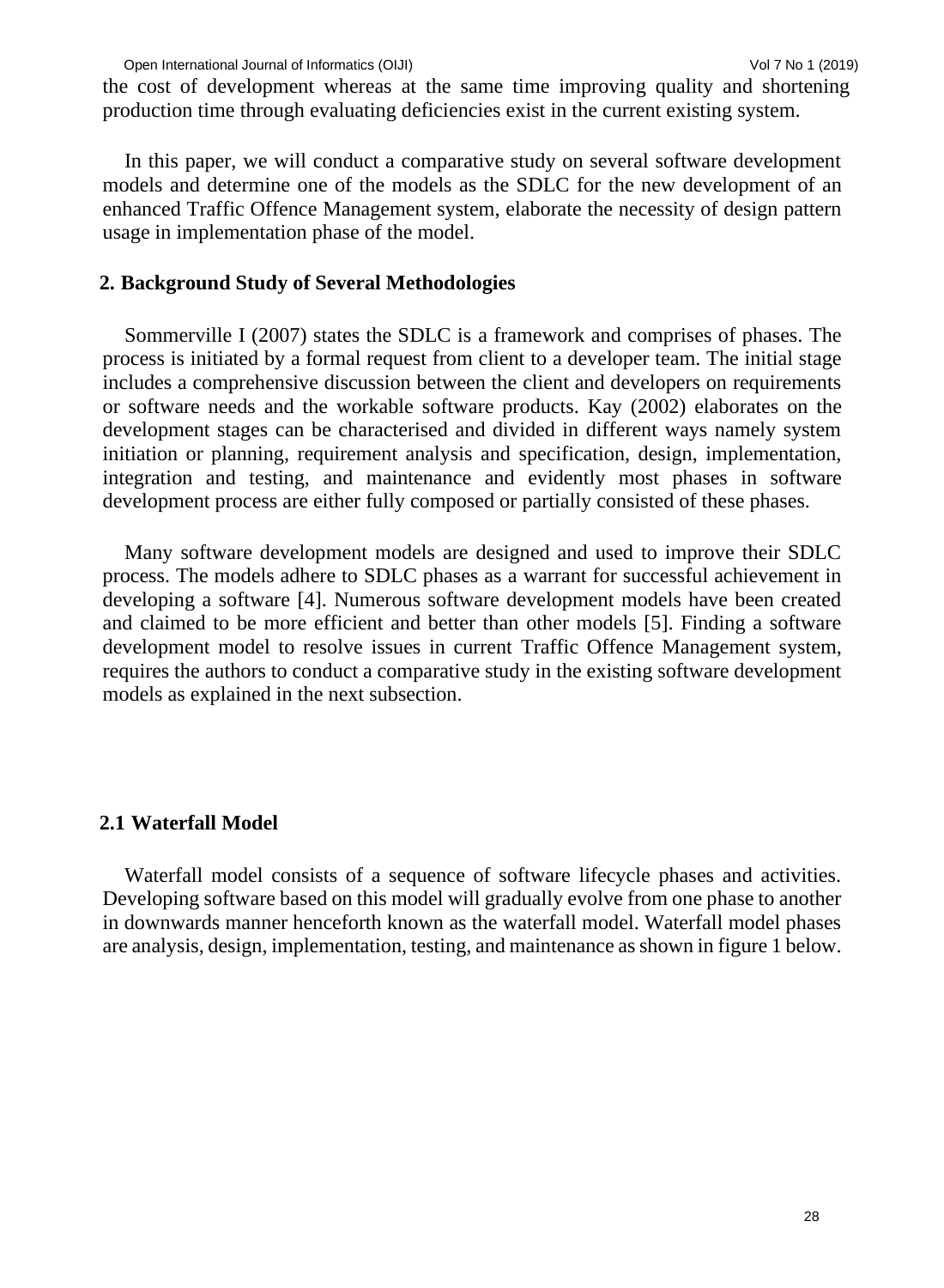the cost of development whereas at the same time improving quality and shortening production time through evaluating deficiencies exist in the current existing system.

In this paper, we will conduct a comparative study on several software development models and determine one of the models as the SDLC for the new development of an enhanced Traffic Offence Management system, elaborate the necessity of design pattern usage in implementation phase of the model.

## 2. Background Study of Several Methodologies

Sommerville I (2007) states the SDLC is a framework and comprises of phases. The process is initiated by a formal request from client to a developer team. The initial stage includes a comprehensive discussion between the client and developers on requirements or software needs and the workable software products. Kay (2002) elaborates on the development stages can be characterised and divided in different ways namely system initiation or planning, requirement analysis and specification, design, implementation, integration and testing, and maintenance and evidently most phases in software development process are either fully composed or partially consisted of these phases.

Many software development models are designed and used to improve their SDLC process. The models adhere to SDLC phases as a warrant for successful achievement in developing a software [4]. Numerous software development models have been created and claimed to be more efficient and better than other models [5]. Finding a software development model to resolve issues in current Traffic Offence Management system, requires the authors to conduct a comparative study in the existing software development models as explained in the next subsection.

### 2.1 Waterfall Model

Waterfall model consists of a sequence of software lifecycle phases and activities. Developing software based on this model will gradually evolve from one phase to another in downwards manner henceforth known as the waterfall model. Waterfall model phases are analysis, design, implementation, testing, and maintenance as shown in figure 1 below.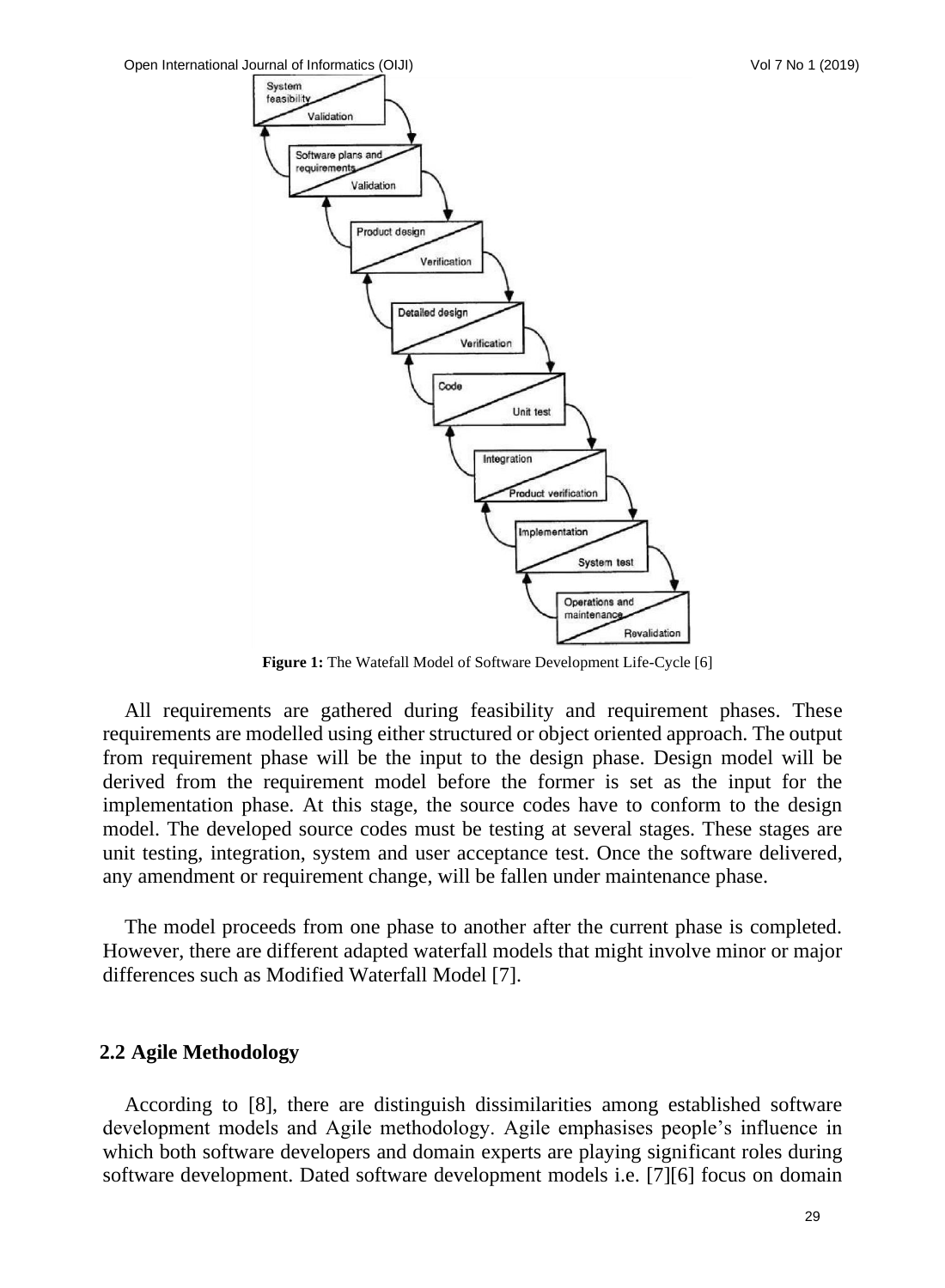Figure 1: The Watefall Model of Software Development Life-Cycle [6]

All requirements are gathered during feasibility and requirement phases. These requirements are modelled using either structured or object oriented approach. The output from requirement phase will be the input to the design phase. Design model will be derived from the requirement model before the former is set as the input for the implementation phase. At this stage, the source codes have to conform to the design model. The developed source codes must be testing at several stages. These stages are unit testing, integration, system and user acceptance test. Once the software delivered, any amendment or requirement change, will be fallen under maintenance phase.

The model proceeds from one phase to another after the current phase is completed. However, there are different adapted waterfall models that might involve minor or major differences such as Modified Waterfall Model [7].

## 2.2 Agile Methodology

According to [8], there are distinguish dissimilarities among established software development models and Agile methodology. Agile emphasises people's influence in which both software developers and domain experts are playing significant roles during software development. Dated software development models i.e. [7][6] focus on domain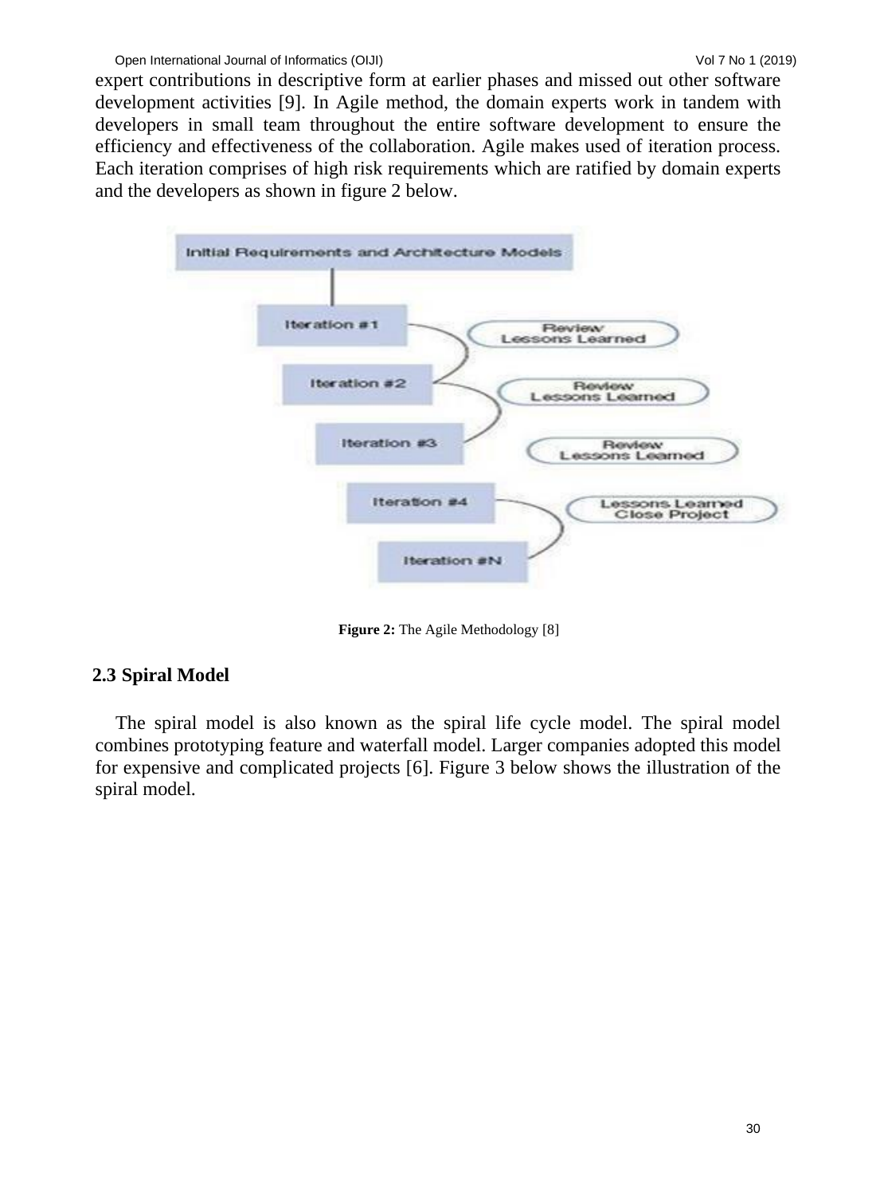expert contributions in descriptive form at earlier phases and missed out other software development activities [9]. In Agile method, the domain experts work in tandem with developers in small team throughout the entire software development to ensure the efficiency and effectiveness of the collaboration. Agile makes used of iteration process. Each iteration comprises of high risk requirements which are ratified by domain experts and the developers as shown in figure 2 below.

**Figure 2:** The Agile Methodology [8]

## 2.3 Spiral Model

The spiral model is also known as the spiral life cycle model. The spiral model combines prototyping feature and waterfall model. Larger companies adopted this model for expensive and complicated projects [6]. Figure 3 below shows the illustration of the spiral model.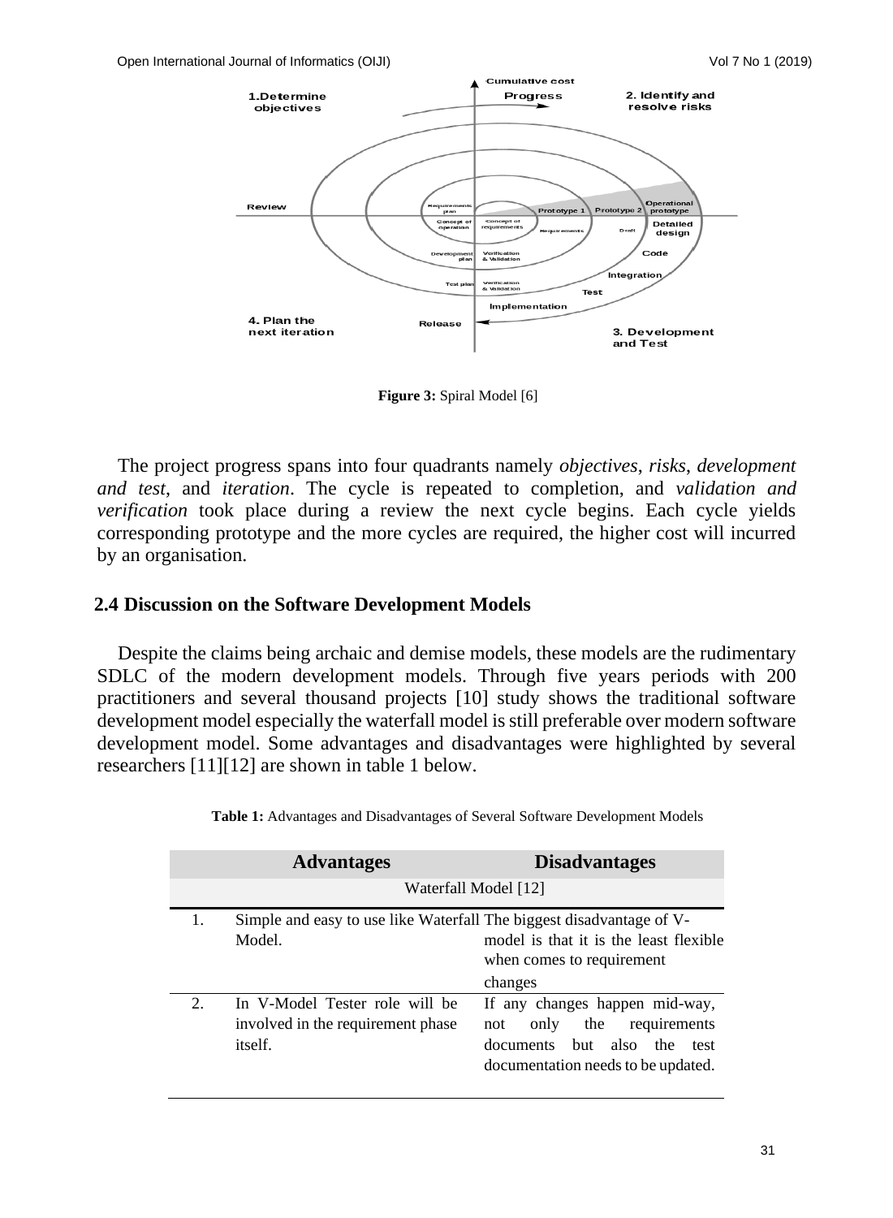Figure 3: Spiral Model [6]

The project progress spans into four quadrants namely *objectives*, *risks*, *development and test*, and *iteration*. The cycle is repeated to completion, and *validation and verification* took place during a review the next cycle begins. Each cycle yields corresponding prototype and the more cycles are required, the higher cost will incurred by an organisation.

## 2.4 Discussion on the Software Development Models

Despite the claims being archaic and demise models, these models are the rudimentary SDLC of the modern development models. Through five years periods with 200 practitioners and several thousand projects [10] study shows the traditional software development model especially the waterfall model is still preferable over modern software development model. Some advantages and disadvantages were highlighted by several researchers [11][12] are shown in table 1 below.

**Table 1:** Advantages and Disadvantages of Several Software Development Models

| | Advantages | Disadvantages |
|---|---|---|
| | Waterfall Model [12] | |
| 1. | Simple and easy to use like Waterfall Model. | The biggest disadvantage of V-model is that it is the least flexible when comes to requirement changes |
| 2. | In V-Model Tester role will be involved in the requirement phase itself. | If any changes happen mid-way, not only the requirements documents but also the test documentation needs to be updated. |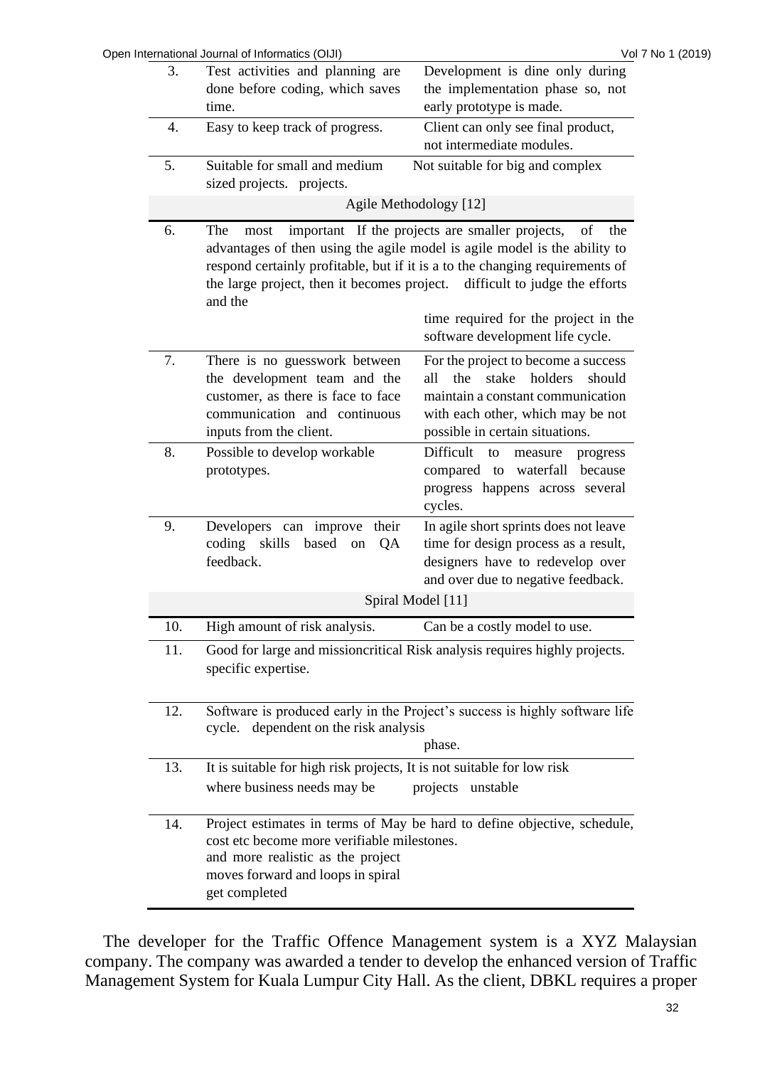| | | |
|---|---|---|
| 3. | Test activities and planning are done before coding, which saves time. | Development is dine only during the implementation phase so, not early prototype is made. |
| 4. | Easy to keep track of progress. | Client can only see final product, not intermediate modules. |
| 5. | Suitable for small and medium sized projects. projects. | Not suitable for big and complex |
| | Agile Methodology [12] | |
| 6. | The most important If the projects are smaller projects, of the advantages of then using the agile model is agile model is the ability to respond certainly profitable, but if it is a to the changing requirements of the large project, then it becomes project. difficult to judge the efforts and the | time required for the project in the software development life cycle. |
| 7. | There is no guesswork between the development team and the customer, as there is face to face communication and continuous inputs from the client. | For the project to become a success all the stake holders should maintain a constant communication with each other, which may be not possible in certain situations. |
| 8. | Possible to develop workable prototypes. | Difficult to measure progress compared to waterfall because progress happens across several cycles. |
| 9. | Developers can improve their coding skills based on QA feedback. | In agile short sprints does not leave time for design process as a result, designers have to redevelop over and over due to negative feedback. |
| | Spiral Model [11] | |
| 10. | High amount of risk analysis. | Can be a costly model to use. |
| 11. | Good for large and missioncritical Risk analysis requires highly projects. specific expertise. | |
| 12. | Software is produced early in the Project's success is highly software life cycle. dependent on the risk analysis | phase. |
| 13. | It is suitable for high risk projects, It is not suitable for low risk where business needs may be | projects unstable |
| 14. | Project estimates in terms of May be hard to define objective, schedule, cost etc become more verifiable milestones. and more realistic as the project moves forward and loops in spiral get completed | |

The developer for the Traffic Offence Management system is a XYZ Malaysian company. The company was awarded a tender to develop the enhanced version of Traffic Management System for Kuala Lumpur City Hall. As the client, DBKL requires a proper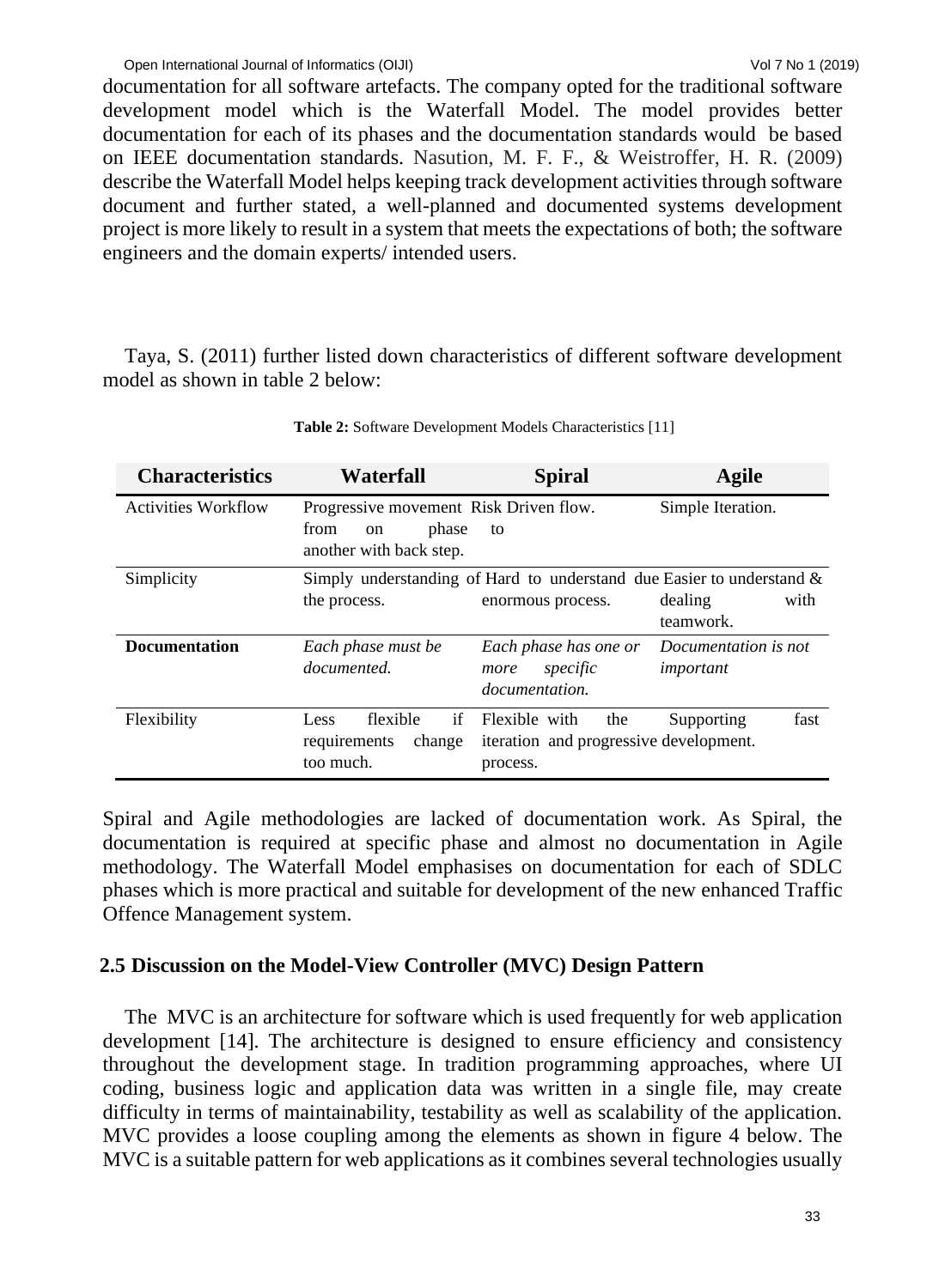documentation for all software artefacts. The company opted for the traditional software development model which is the Waterfall Model. The model provides better documentation for each of its phases and the documentation standards would be based on IEEE documentation standards. Nasution, M. F. F., & Weistroffer, H. R. (2009) describe the Waterfall Model helps keeping track development activities through software document and further stated, a well-planned and documented systems development project is more likely to result in a system that meets the expectations of both; the software engineers and the domain experts/ intended users.

Taya, S. (2011) further listed down characteristics of different software development model as shown in table 2 below:

**Table 2:** Software Development Models Characteristics [11]

| Characteristics | Waterfall | Spiral | Agile |
|---|---|---|---|
| Activities Workflow | Progressive movement from on phase to another with back step. | Risk Driven flow. | Simple Iteration. |
| Simplicity | Simply understanding of the process. | Hard to understand due enormous process. | Easier to understand & dealing with teamwork. |
| **Documentation** | *Each phase must be documented.* | *Each phase has one or more specific documentation.* | *Documentation is not important* |
| Flexibility | Less flexible if requirements change too much. | Flexible with the iteration and progressive process. | Supporting fast development. |

Spiral and Agile methodologies are lacked of documentation work. As Spiral, the documentation is required at specific phase and almost no documentation in Agile methodology. The Waterfall Model emphasises on documentation for each of SDLC phases which is more practical and suitable for development of the new enhanced Traffic Offence Management system.

### 2.5 Discussion on the Model-View Controller (MVC) Design Pattern

The MVC is an architecture for software which is used frequently for web application development [14]. The architecture is designed to ensure efficiency and consistency throughout the development stage. In tradition programming approaches, where UI coding, business logic and application data was written in a single file, may create difficulty in terms of maintainability, testability as well as scalability of the application. MVC provides a loose coupling among the elements as shown in figure 4 below. The MVC is a suitable pattern for web applications as it combines several technologies usually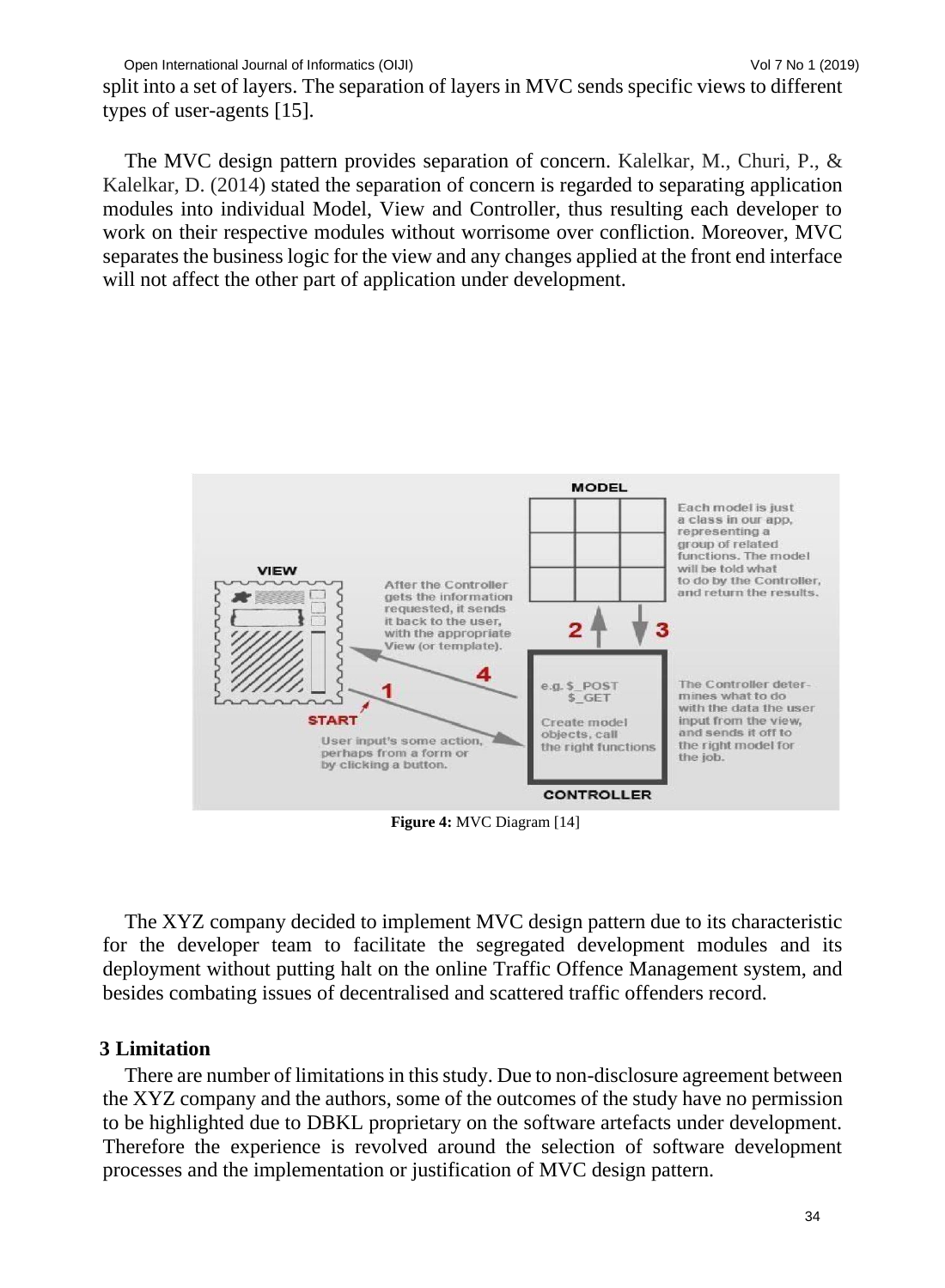split into a set of layers. The separation of layers in MVC sends specific views to different types of user-agents [15].

The MVC design pattern provides separation of concern. Kalelkar, M., Churi, P., & Kalelkar, D. (2014) stated the separation of concern is regarded to separating application modules into individual Model, View and Controller, thus resulting each developer to work on their respective modules without worrisome over confliction. Moreover, MVC separates the business logic for the view and any changes applied at the front end interface will not affect the other part of application under development.

**Figure 4:** MVC Diagram [14]

The XYZ company decided to implement MVC design pattern due to its characteristic for the developer team to facilitate the segregated development modules and its deployment without putting halt on the online Traffic Offence Management system, and besides combating issues of decentralised and scattered traffic offenders record.

## 3 Limitation

There are number of limitations in this study. Due to non-disclosure agreement between the XYZ company and the authors, some of the outcomes of the study have no permission to be highlighted due to DBKL proprietary on the software artefacts under development. Therefore the experience is revolved around the selection of software development processes and the implementation or justification of MVC design pattern.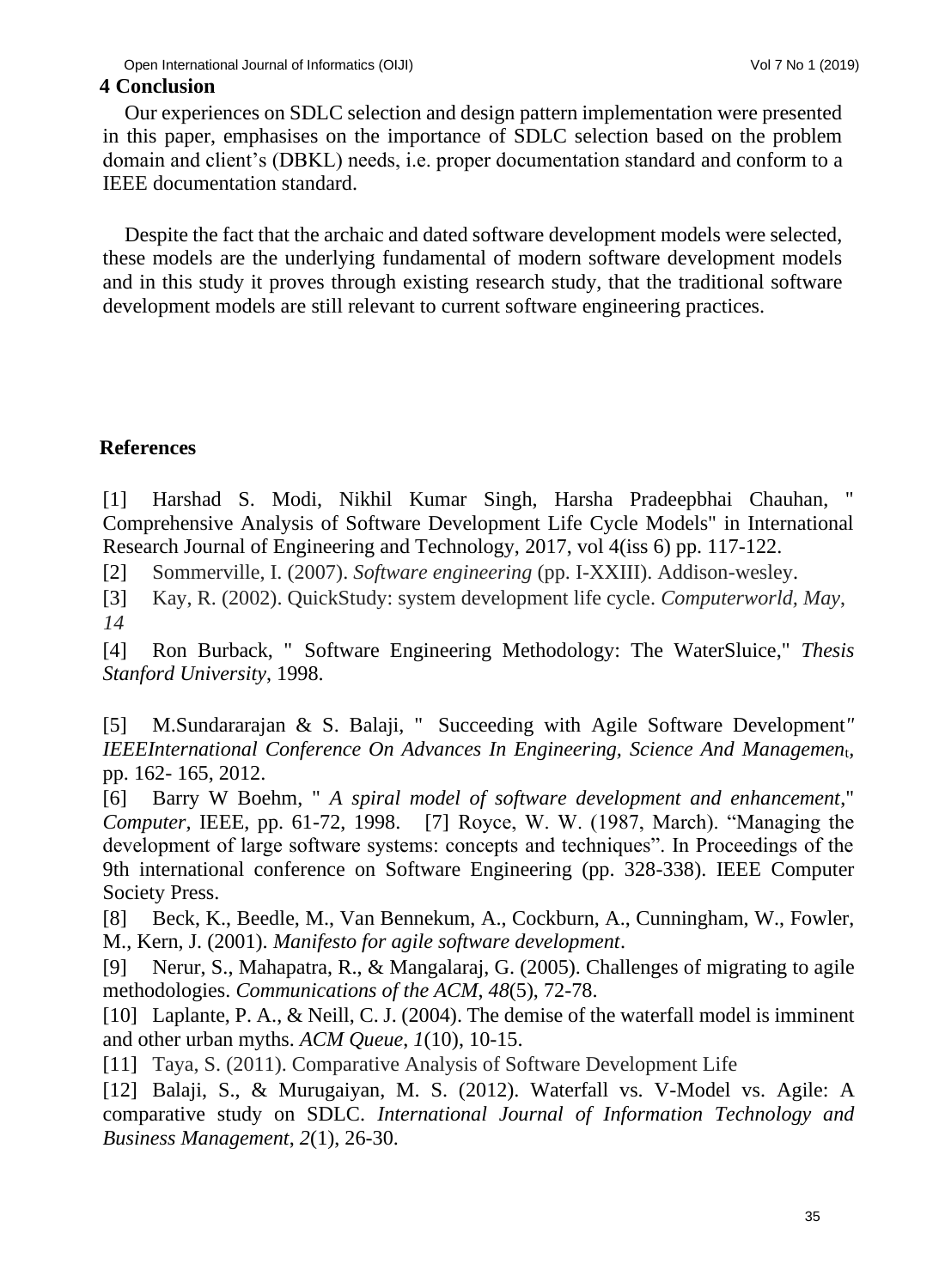## 4 Conclusion

Our experiences on SDLC selection and design pattern implementation were presented in this paper, emphasises on the importance of SDLC selection based on the problem domain and client's (DBKL) needs, i.e. proper documentation standard and conform to a IEEE documentation standard.

Despite the fact that the archaic and dated software development models were selected, these models are the underlying fundamental of modern software development models and in this study it proves through existing research study, that the traditional software development models are still relevant to current software engineering practices.

## References

[1] Harshad S. Modi, Nikhil Kumar Singh, Harsha Pradeepbhai Chauhan, " Comprehensive Analysis of Software Development Life Cycle Models" in International Research Journal of Engineering and Technology, 2017, vol 4(iss 6) pp. 117-122.

[2] Sommerville, I. (2007). *Software engineering* (pp. I-XXIII). Addison-wesley.

[3] Kay, R. (2002). QuickStudy: system development life cycle. *Computerworld, May, 14*

[4] Ron Burback, " Software Engineering Methodology: The WaterSluice," *Thesis Stanford University*, 1998.

[5] M.Sundararajan & S. Balaji, " Succeeding with Agile Software Development*" IEEEInternational Conference On Advances In Engineering, Science And Managemen*t, pp. 162- 165, 2012.

[6] Barry W Boehm, " *A spiral model of software development and enhancement*," *Computer*, IEEE, pp. 61-72, 1998.

[7] Royce, W. W. (1987, March). "Managing the development of large software systems: concepts and techniques". In Proceedings of the 9th international conference on Software Engineering (pp. 328-338). IEEE Computer Society Press.

[8] Beck, K., Beedle, M., Van Bennekum, A., Cockburn, A., Cunningham, W., Fowler, M., Kern, J. (2001). *Manifesto for agile software development*.

[9] Nerur, S., Mahapatra, R., & Mangalaraj, G. (2005). Challenges of migrating to agile methodologies. *Communications of the ACM*, *48*(5), 72-78.

[10] Laplante, P. A., & Neill, C. J. (2004). The demise of the waterfall model is imminent and other urban myths. *ACM Queue*, *1*(10), 10-15.

[11] Taya, S. (2011). Comparative Analysis of Software Development Life

[12] Balaji, S., & Murugaiyan, M. S. (2012). Waterfall vs. V-Model vs. Agile: A comparative study on SDLC. *International Journal of Information Technology and Business Management*, *2*(1), 26-30.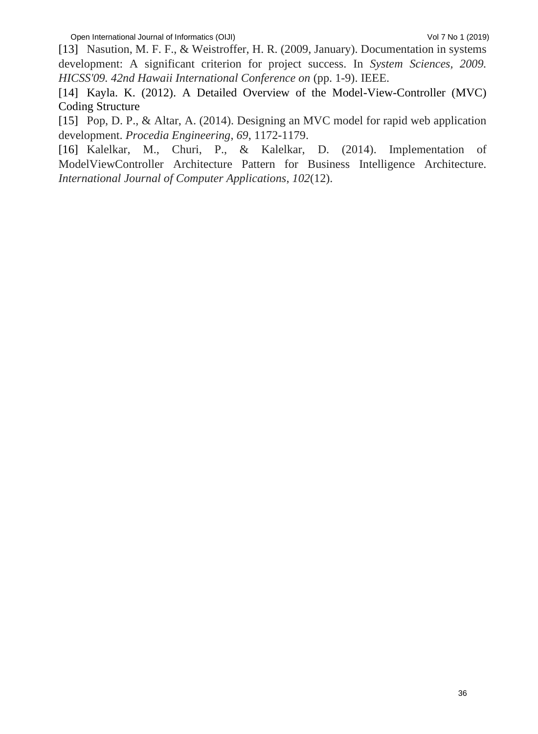[13] Nasution, M. F. F., & Weistroffer, H. R. (2009, January). Documentation in systems development: A significant criterion for project success. In *System Sciences, 2009. HICSS'09. 42nd Hawaii International Conference on* (pp. 1-9). IEEE.

[14] Kayla. K. (2012). A Detailed Overview of the Model-View-Controller (MVC) Coding Structure

[15] Pop, D. P., & Altar, A. (2014). Designing an MVC model for rapid web application development. *Procedia Engineering*, *69*, 1172-1179.

[16] Kalelkar, M., Churi, P., & Kalelkar, D. (2014). Implementation of ModelViewController Architecture Pattern for Business Intelligence Architecture. *International Journal of Computer Applications*, *102*(12).